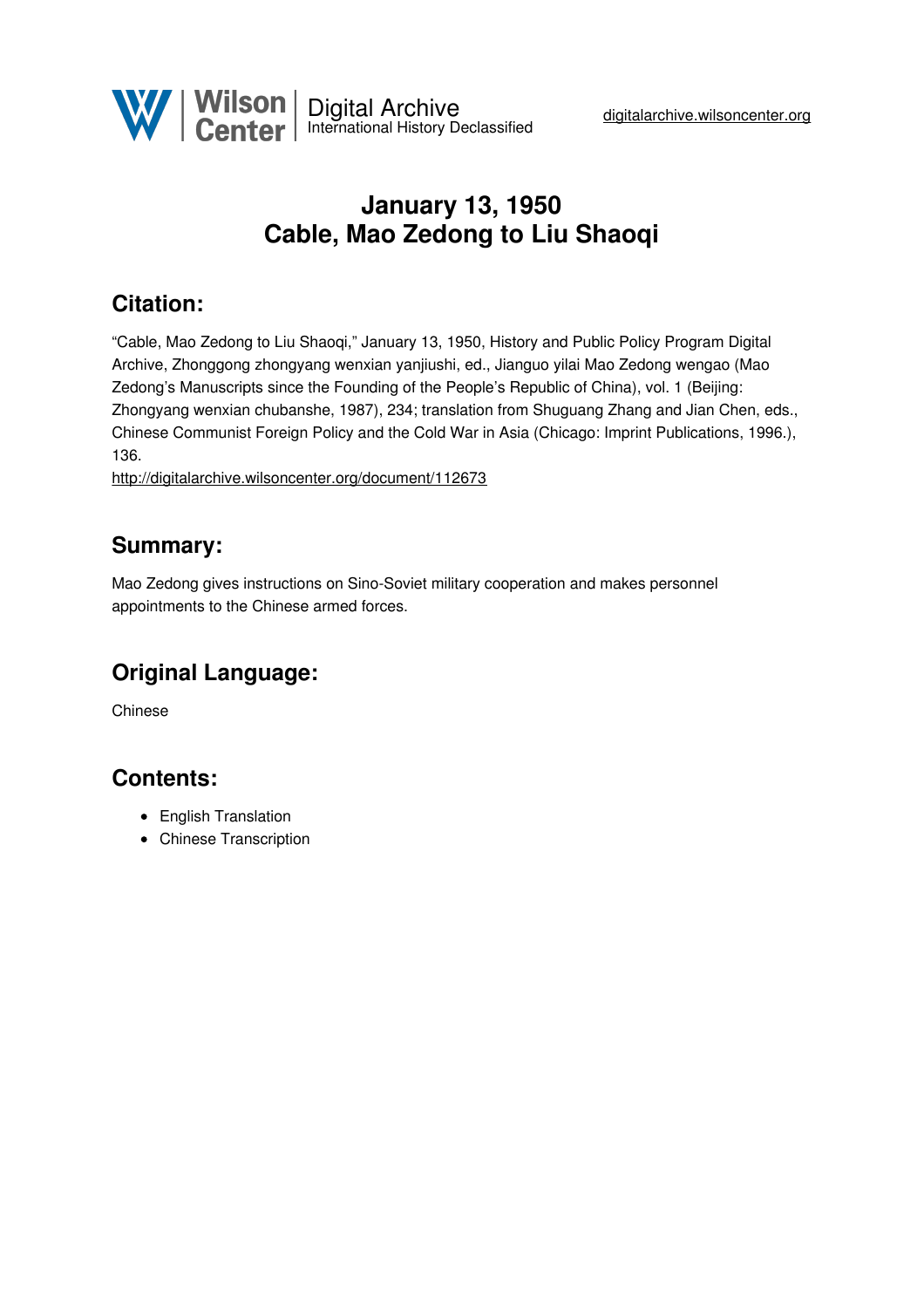# January 13, 1950
# Cable, Mao Zedong to Liu Shaoqi

## Citation:

"Cable, Mao Zedong to Liu Shaoqi," January 13, 1950, History and Public Policy Program Digital Archive, Zhonggong zhongyang wenxian yanjiushi, ed., Jianguo yilai Mao Zedong wengao (Mao Zedong's Manuscripts since the Founding of the People's Republic of China), vol. 1 (Beijing: Zhongyang wenxian chubanshe, 1987), 234; translation from Shuguang Zhang and Jian Chen, eds., Chinese Communist Foreign Policy and the Cold War in Asia (Chicago: Imprint Publications, 1996.), 136.

http://digitalarchive.wilsoncenter.org/document/112673

## Summary:

Mao Zedong gives instructions on Sino-Soviet military cooperation and makes personnel appointments to the Chinese armed forces.

## Original Language:

Chinese

## Contents:

- English Translation
- Chinese Transcription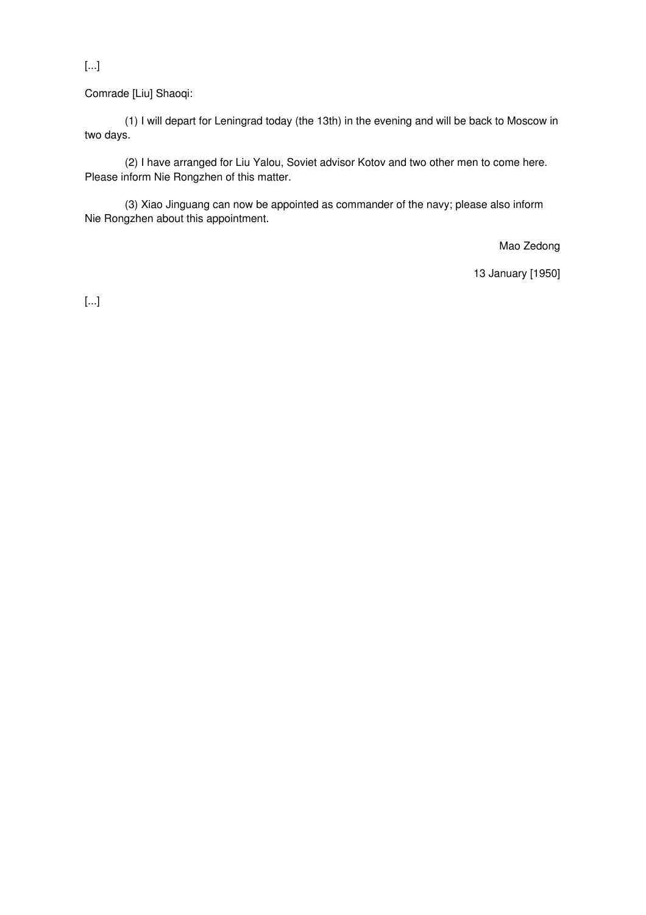[...]

Comrade [Liu] Shaoqi:

(1) I will depart for Leningrad today (the 13th) in the evening and will be back to Moscow in two days.

(2) I have arranged for Liu Yalou, Soviet advisor Kotov and two other men to come here. Please inform Nie Rongzhen of this matter.

(3) Xiao Jinguang can now be appointed as commander of the navy; please also inform Nie Rongzhen about this appointment.

Mao Zedong

13 January [1950]

[...]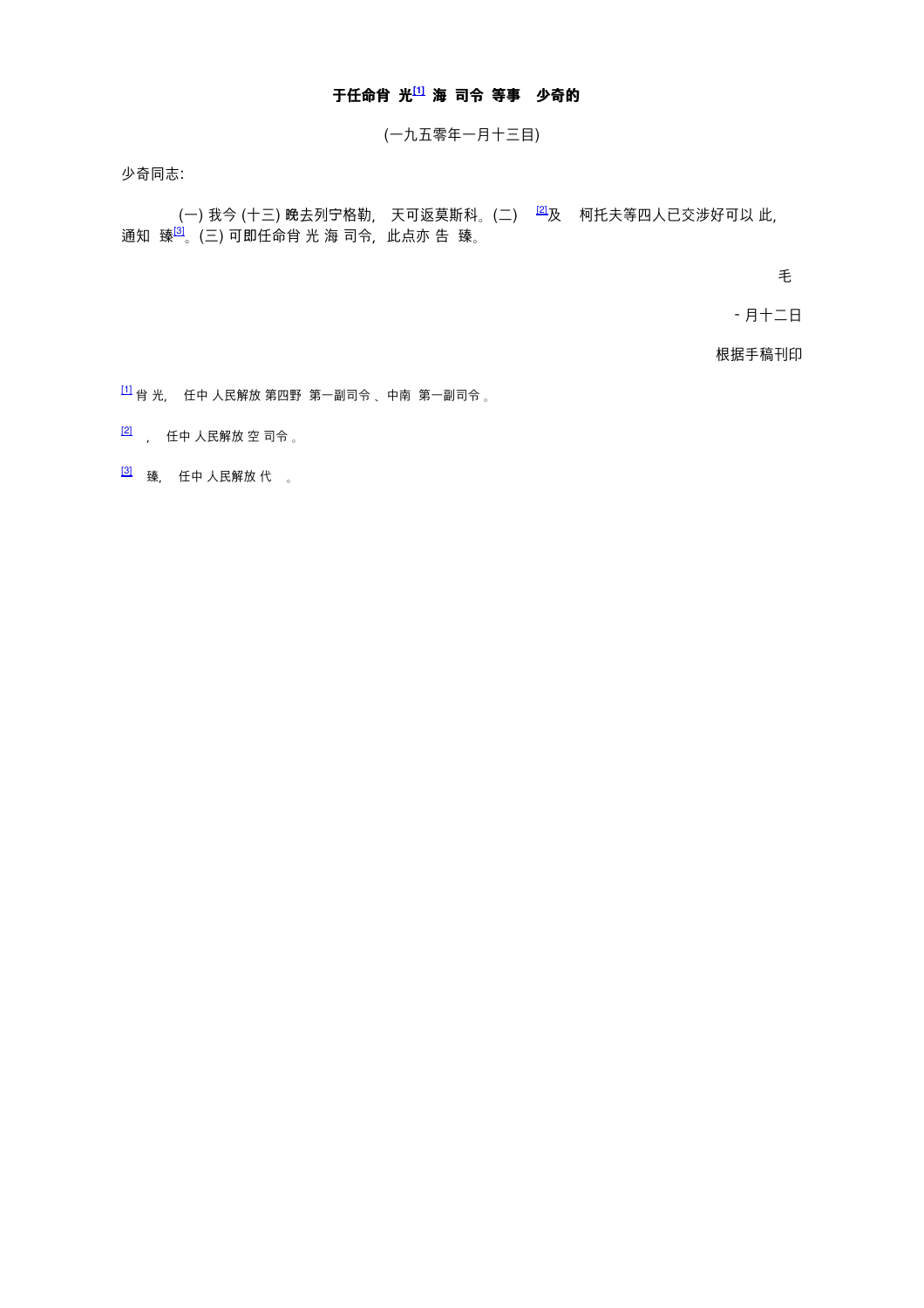**于任命肖 光[1] 海 司令 等事 少奇的**

(一九五零年一月十三目)

少奇同志:

(一) 我今 (十三) 晚去列宁格勒, 天可返莫斯科。(二) [2]及 柯托夫等四人已交涉好可以 此, 通知 臻[3]。(三) 可即任命肖 光 海 司令, 此点亦 告 臻。

毛

- 月十二日

根据手稿刊印

[1] 肖 光, 任中 人民解放 第四野 第一副司令 、中南 第一副司令 。

[2] , 任中 人民解放 空 司令 。

[3] 臻, 任中 人民解放 代 。